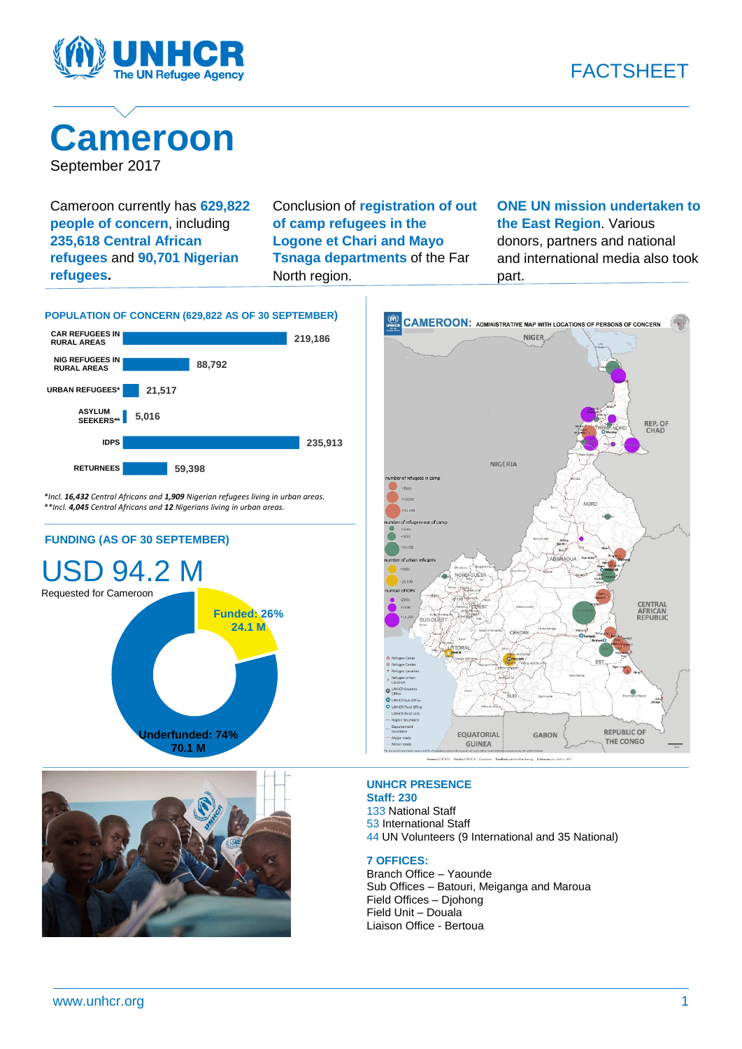FACTSHEET

# Cameroon

September 2017

Cameroon currently has **629,822 people of concern**, including **235,618 Central African refugees** and **90,701 Nigerian refugees**.

Conclusion of **registration of out of camp refugees in the Logone et Chari and Mayo Tsnaga departments** of the Far North region.

**ONE UN mission undertaken to the East Region**. Various donors, partners and national and international media also took part.

## POPULATION OF CONCERN (629,822 AS OF 30 SEPTEMBER)

| Category | Number |
|---|---|
| CAR REFUGEES IN RURAL AREAS | 219,186 |
| NIG REFUGEES IN RURAL AREAS | 88,792 |
| URBAN REFUGEES* | 21,517 |
| ASYLUM SEEKERS** | 5,016 |
| IDPS | 235,913 |
| RETURNEES | 59,398 |

*\*Incl. **16,432** Central Africans and **1,909** Nigerian refugees living in urban areas.*
*\*\*Incl. **4,045** Central Africans and **12** Nigerians living in urban areas.*

## FUNDING (AS OF 30 SEPTEMBER)

USD 94.2 M

Requested for Cameroon

**Funded: 26%** 24.1 M

**Underfunded: 74%** 70.1 M

CAMEROON: ADMINISTRATIVE MAP WITH LOCATIONS OF PERSONS OF CONCERN

## UNHCR PRESENCE

**Staff: 230**

133 National Staff
53 International Staff
44 UN Volunteers (9 International and 35 National)

**7 OFFICES:**

Branch Office – Yaounde
Sub Offices – Batouri, Meiganga and Maroua
Field Offices – Djohong
Field Unit – Douala
Liaison Office - Bertoua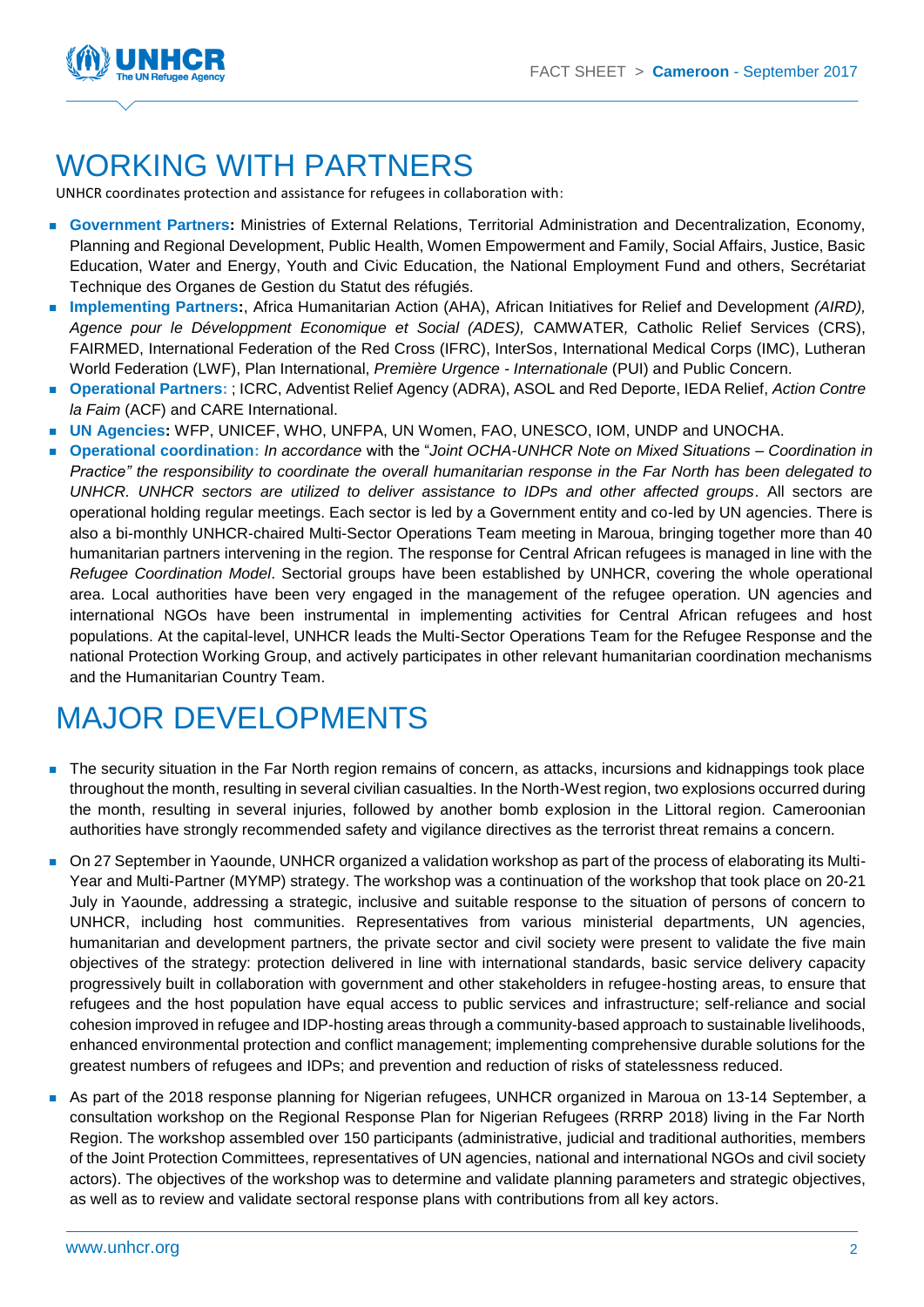# WORKING WITH PARTNERS

UNHCR coordinates protection and assistance for refugees in collaboration with:

- **Government Partners:** Ministries of External Relations, Territorial Administration and Decentralization, Economy, Planning and Regional Development, Public Health, Women Empowerment and Family, Social Affairs, Justice, Basic Education, Water and Energy, Youth and Civic Education, the National Employment Fund and others, Secrétariat Technique des Organes de Gestion du Statut des réfugiés.
- **Implementing Partners:**, Africa Humanitarian Action (AHA), African Initiatives for Relief and Development *(AIRD), Agence pour le Développment Economique et Social (ADES),* CAMWATER*,* Catholic Relief Services (CRS), FAIRMED, International Federation of the Red Cross (IFRC), InterSos, International Medical Corps (IMC), Lutheran World Federation (LWF), Plan International, *Première Urgence - Internationale* (PUI) and Public Concern.
- **Operational Partners:** ; ICRC, Adventist Relief Agency (ADRA), ASOL and Red Deporte, IEDA Relief, *Action Contre la Faim* (ACF) and CARE International.
- **UN Agencies:** WFP, UNICEF, WHO, UNFPA, UN Women, FAO, UNESCO, IOM, UNDP and UNOCHA.
- **Operational coordination:** *In accordance* with the "*Joint OCHA-UNHCR Note on Mixed Situations – Coordination in Practice" the responsibility to coordinate the overall humanitarian response in the Far North has been delegated to UNHCR. UNHCR sectors are utilized to deliver assistance to IDPs and other affected groups*. All sectors are operational holding regular meetings. Each sector is led by a Government entity and co-led by UN agencies. There is also a bi-monthly UNHCR-chaired Multi-Sector Operations Team meeting in Maroua, bringing together more than 40 humanitarian partners intervening in the region. The response for Central African refugees is managed in line with the *Refugee Coordination Model*. Sectorial groups have been established by UNHCR, covering the whole operational area. Local authorities have been very engaged in the management of the refugee operation. UN agencies and international NGOs have been instrumental in implementing activities for Central African refugees and host populations. At the capital-level, UNHCR leads the Multi-Sector Operations Team for the Refugee Response and the national Protection Working Group, and actively participates in other relevant humanitarian coordination mechanisms and the Humanitarian Country Team.

# MAJOR DEVELOPMENTS

- The security situation in the Far North region remains of concern, as attacks, incursions and kidnappings took place throughout the month, resulting in several civilian casualties. In the North-West region, two explosions occurred during the month, resulting in several injuries, followed by another bomb explosion in the Littoral region. Cameroonian authorities have strongly recommended safety and vigilance directives as the terrorist threat remains a concern.
- On 27 September in Yaounde, UNHCR organized a validation workshop as part of the process of elaborating its Multi-Year and Multi-Partner (MYMP) strategy. The workshop was a continuation of the workshop that took place on 20-21 July in Yaounde, addressing a strategic, inclusive and suitable response to the situation of persons of concern to UNHCR, including host communities. Representatives from various ministerial departments, UN agencies, humanitarian and development partners, the private sector and civil society were present to validate the five main objectives of the strategy: protection delivered in line with international standards, basic service delivery capacity progressively built in collaboration with government and other stakeholders in refugee-hosting areas, to ensure that refugees and the host population have equal access to public services and infrastructure; self-reliance and social cohesion improved in refugee and IDP-hosting areas through a community-based approach to sustainable livelihoods, enhanced environmental protection and conflict management; implementing comprehensive durable solutions for the greatest numbers of refugees and IDPs; and prevention and reduction of risks of statelessness reduced.
- As part of the 2018 response planning for Nigerian refugees, UNHCR organized in Maroua on 13-14 September, a consultation workshop on the Regional Response Plan for Nigerian Refugees (RRRP 2018) living in the Far North Region. The workshop assembled over 150 participants (administrative, judicial and traditional authorities, members of the Joint Protection Committees, representatives of UN agencies, national and international NGOs and civil society actors). The objectives of the workshop was to determine and validate planning parameters and strategic objectives, as well as to review and validate sectoral response plans with contributions from all key actors.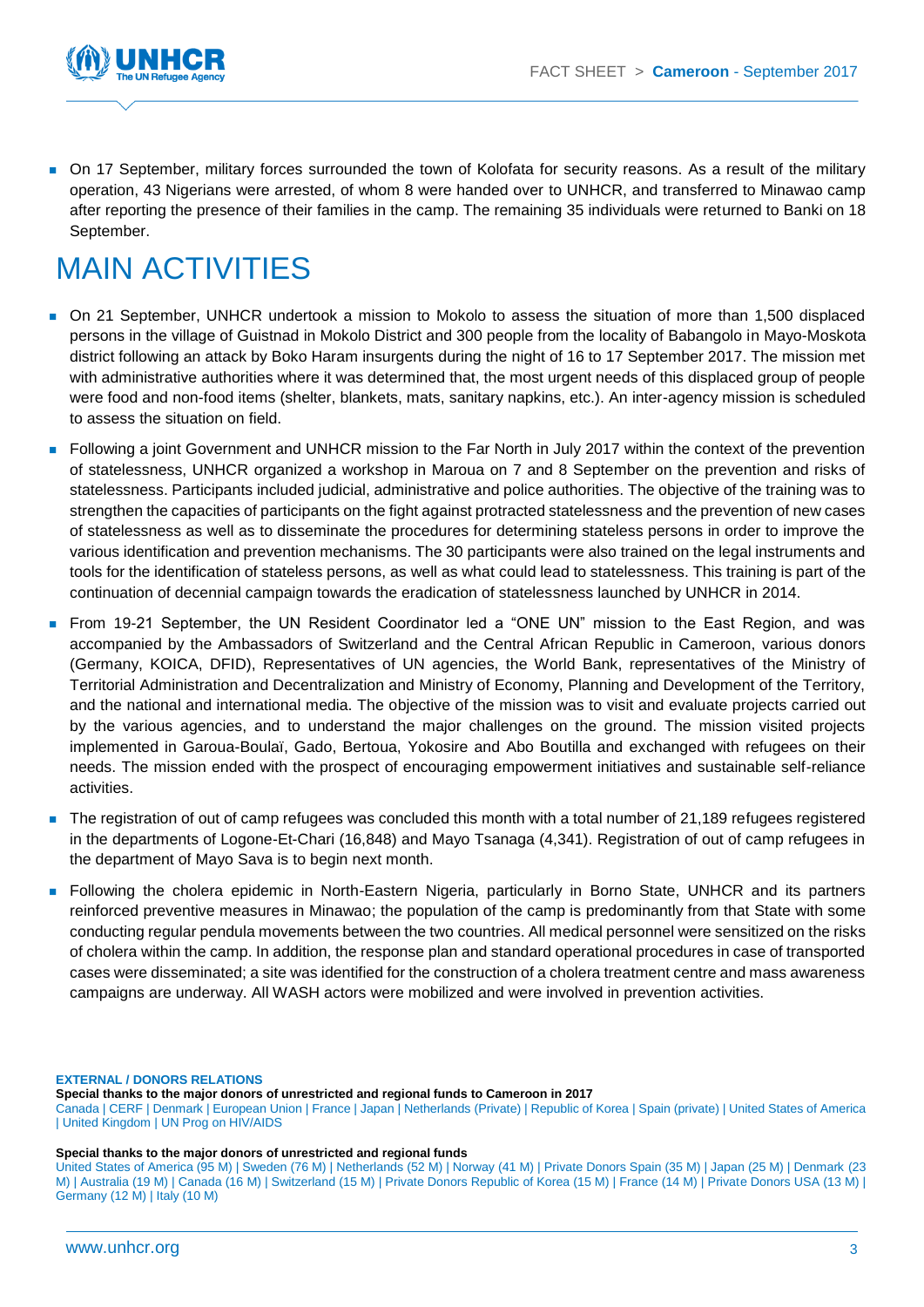- On 17 September, military forces surrounded the town of Kolofata for security reasons. As a result of the military operation, 43 Nigerians were arrested, of whom 8 were handed over to UNHCR, and transferred to Minawao camp after reporting the presence of their families in the camp. The remaining 35 individuals were returned to Banki on 18 September.

# MAIN ACTIVITIES

- On 21 September, UNHCR undertook a mission to Mokolo to assess the situation of more than 1,500 displaced persons in the village of Guistnad in Mokolo District and 300 people from the locality of Babangolo in Mayo-Moskota district following an attack by Boko Haram insurgents during the night of 16 to 17 September 2017. The mission met with administrative authorities where it was determined that, the most urgent needs of this displaced group of people were food and non-food items (shelter, blankets, mats, sanitary napkins, etc.). An inter-agency mission is scheduled to assess the situation on field.
- Following a joint Government and UNHCR mission to the Far North in July 2017 within the context of the prevention of statelessness, UNHCR organized a workshop in Maroua on 7 and 8 September on the prevention and risks of statelessness. Participants included judicial, administrative and police authorities. The objective of the training was to strengthen the capacities of participants on the fight against protracted statelessness and the prevention of new cases of statelessness as well as to disseminate the procedures for determining stateless persons in order to improve the various identification and prevention mechanisms. The 30 participants were also trained on the legal instruments and tools for the identification of stateless persons, as well as what could lead to statelessness. This training is part of the continuation of decennial campaign towards the eradication of statelessness launched by UNHCR in 2014.
- From 19-21 September, the UN Resident Coordinator led a "ONE UN" mission to the East Region, and was accompanied by the Ambassadors of Switzerland and the Central African Republic in Cameroon, various donors (Germany, KOICA, DFID), Representatives of UN agencies, the World Bank, representatives of the Ministry of Territorial Administration and Decentralization and Ministry of Economy, Planning and Development of the Territory, and the national and international media. The objective of the mission was to visit and evaluate projects carried out by the various agencies, and to understand the major challenges on the ground. The mission visited projects implemented in Garoua-Boulaï, Gado, Bertoua, Yokosire and Abo Boutilla and exchanged with refugees on their needs. The mission ended with the prospect of encouraging empowerment initiatives and sustainable self-reliance activities.
- The registration of out of camp refugees was concluded this month with a total number of 21,189 refugees registered in the departments of Logone-Et-Chari (16,848) and Mayo Tsanaga (4,341). Registration of out of camp refugees in the department of Mayo Sava is to begin next month.
- Following the cholera epidemic in North-Eastern Nigeria, particularly in Borno State, UNHCR and its partners reinforced preventive measures in Minawao; the population of the camp is predominantly from that State with some conducting regular pendula movements between the two countries. All medical personnel were sensitized on the risks of cholera within the camp. In addition, the response plan and standard operational procedures in case of transported cases were disseminated; a site was identified for the construction of a cholera treatment centre and mass awareness campaigns are underway. All WASH actors were mobilized and were involved in prevention activities.

**EXTERNAL / DONORS RELATIONS**

**Special thanks to the major donors of unrestricted and regional funds to Cameroon in 2017**

Canada | CERF | Denmark | European Union | France | Japan | Netherlands (Private) | Republic of Korea | Spain (private) | United States of America | United Kingdom | UN Prog on HIV/AIDS

**Special thanks to the major donors of unrestricted and regional funds**

United States of America (95 M) | Sweden (76 M) | Netherlands (52 M) | Norway (41 M) | Private Donors Spain (35 M) | Japan (25 M) | Denmark (23 M) | Australia (19 M) | Canada (16 M) | Switzerland (15 M) | Private Donors Republic of Korea (15 M) | France (14 M) | Private Donors USA (13 M) | Germany (12 M) | Italy (10 M)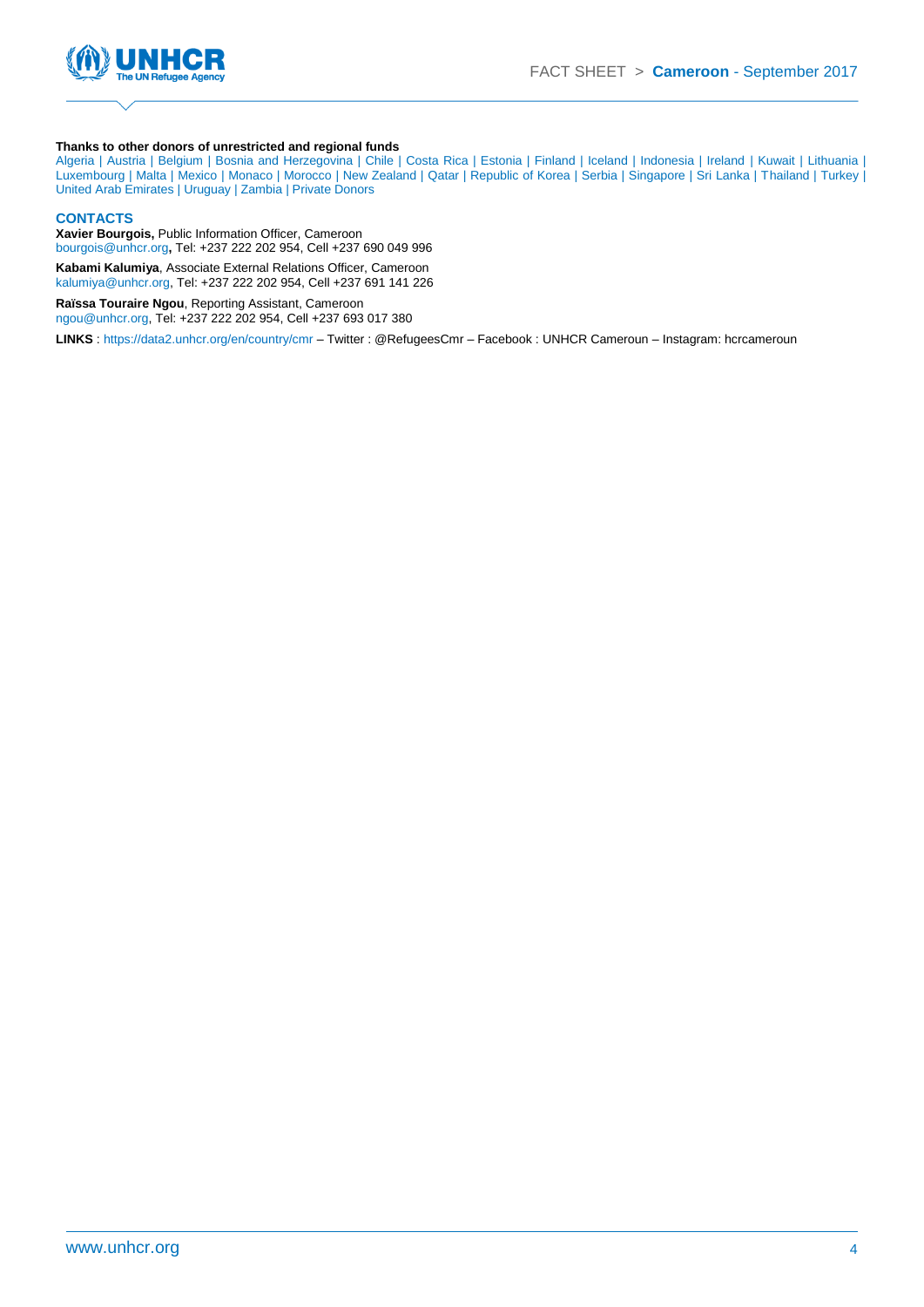**Thanks to other donors of unrestricted and regional funds**
Algeria | Austria | Belgium | Bosnia and Herzegovina | Chile | Costa Rica | Estonia | Finland | Iceland | Indonesia | Ireland | Kuwait | Lithuania | Luxembourg | Malta | Mexico | Monaco | Morocco | New Zealand | Qatar | Republic of Korea | Serbia | Singapore | Sri Lanka | Thailand | Turkey | United Arab Emirates | Uruguay | Zambia | Private Donors

## CONTACTS

**Xavier Bourgois,** Public Information Officer, Cameroon
bourgois@unhcr.org**,** Tel: +237 222 202 954, Cell +237 690 049 996

**Kabami Kalumiya**, Associate External Relations Officer, Cameroon
kalumiya@unhcr.org, Tel: +237 222 202 954, Cell +237 691 141 226

**Raïssa Touraire Ngou**, Reporting Assistant, Cameroon
ngou@unhcr.org, Tel: +237 222 202 954, Cell +237 693 017 380

**LINKS** : https://data2.unhcr.org/en/country/cmr – Twitter : @RefugeesCmr – Facebook : UNHCR Cameroun – Instagram: hcrcameroun